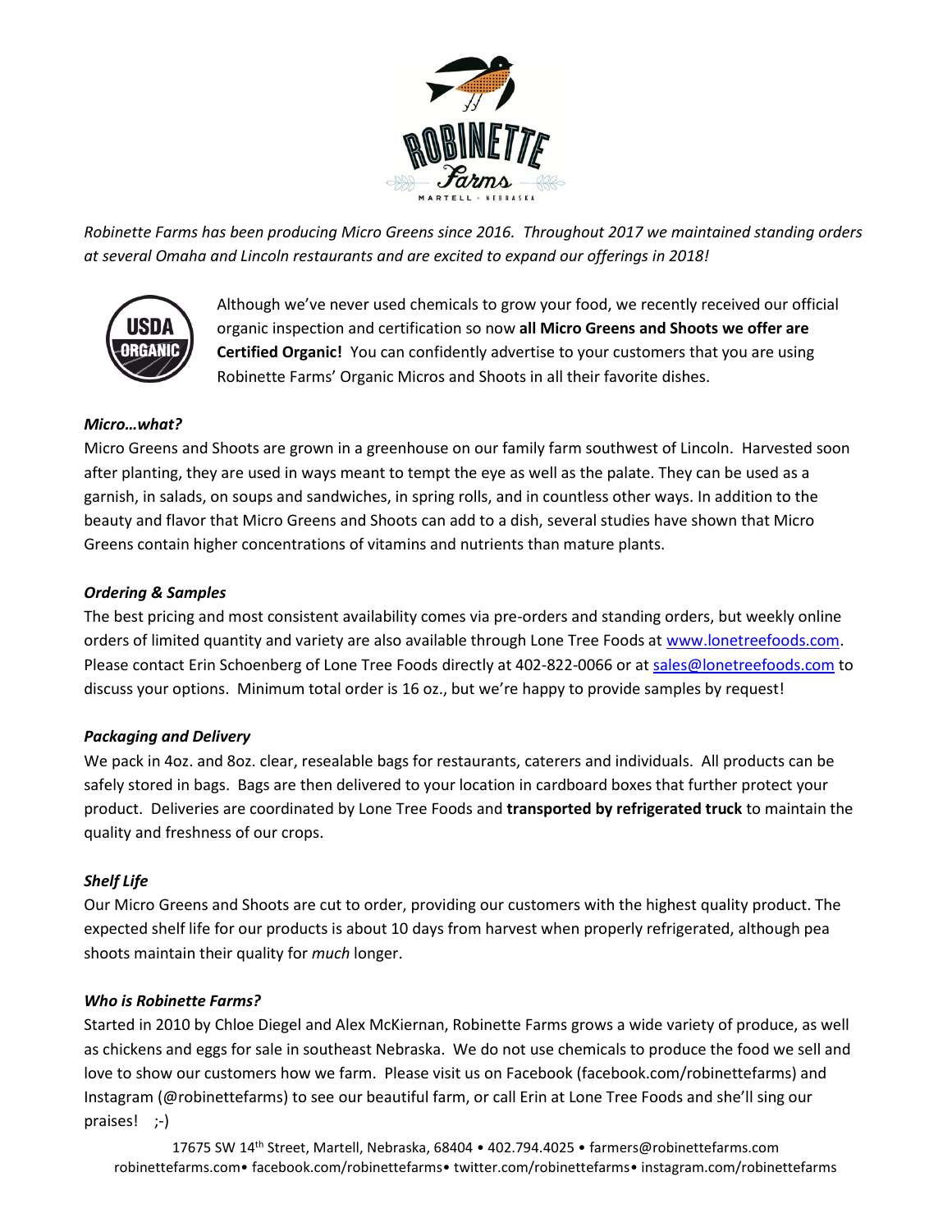*Robinette Farms has been producing Micro Greens since 2016. Throughout 2017 we maintained standing orders at several Omaha and Lincoln restaurants and are excited to expand our offerings in 2018!*

Although we've never used chemicals to grow your food, we recently received our official organic inspection and certification so now **all Micro Greens and Shoots we offer are Certified Organic!** You can confidently advertise to your customers that you are using Robinette Farms' Organic Micros and Shoots in all their favorite dishes.

### *Micro…what?*

Micro Greens and Shoots are grown in a greenhouse on our family farm southwest of Lincoln. Harvested soon after planting, they are used in ways meant to tempt the eye as well as the palate. They can be used as a garnish, in salads, on soups and sandwiches, in spring rolls, and in countless other ways. In addition to the beauty and flavor that Micro Greens and Shoots can add to a dish, several studies have shown that Micro Greens contain higher concentrations of vitamins and nutrients than mature plants.

### *Ordering & Samples*

The best pricing and most consistent availability comes via pre-orders and standing orders, but weekly online orders of limited quantity and variety are also available through Lone Tree Foods at www.lonetreefoods.com. Please contact Erin Schoenberg of Lone Tree Foods directly at 402-822-0066 or at sales@lonetreefoods.com to discuss your options. Minimum total order is 16 oz., but we're happy to provide samples by request!

### *Packaging and Delivery*

We pack in 4oz. and 8oz. clear, resealable bags for restaurants, caterers and individuals. All products can be safely stored in bags. Bags are then delivered to your location in cardboard boxes that further protect your product. Deliveries are coordinated by Lone Tree Foods and **transported by refrigerated truck** to maintain the quality and freshness of our crops.

### *Shelf Life*

Our Micro Greens and Shoots are cut to order, providing our customers with the highest quality product. The expected shelf life for our products is about 10 days from harvest when properly refrigerated, although pea shoots maintain their quality for *much* longer.

### *Who is Robinette Farms?*

Started in 2010 by Chloe Diegel and Alex McKiernan, Robinette Farms grows a wide variety of produce, as well as chickens and eggs for sale in southeast Nebraska. We do not use chemicals to produce the food we sell and love to show our customers how we farm. Please visit us on Facebook (facebook.com/robinettefarms) and Instagram (@robinettefarms) to see our beautiful farm, or call Erin at Lone Tree Foods and she'll sing our praises! ;-)

17675 SW 14th Street, Martell, Nebraska, 68404 • 402.794.4025 • farmers@robinettefarms.com
robinettefarms.com• facebook.com/robinettefarms• twitter.com/robinettefarms• instagram.com/robinettefarms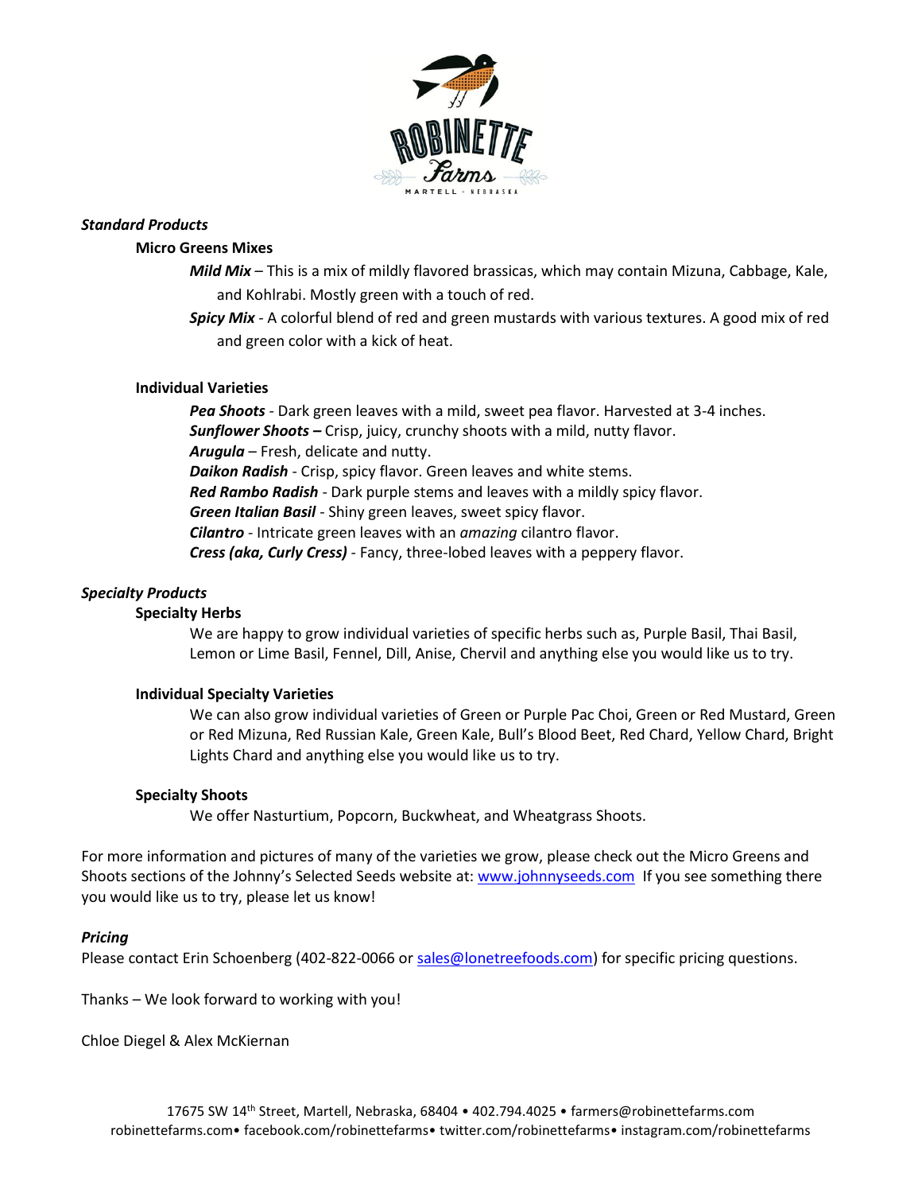*Standard Products*

**Micro Greens Mixes**

***Mild Mix*** – This is a mix of mildly flavored brassicas, which may contain Mizuna, Cabbage, Kale, and Kohlrabi. Mostly green with a touch of red.

***Spicy Mix*** - A colorful blend of red and green mustards with various textures. A good mix of red and green color with a kick of heat.

**Individual Varieties**

***Pea Shoots*** - Dark green leaves with a mild, sweet pea flavor. Harvested at 3-4 inches.
***Sunflower Shoots –*** Crisp, juicy, crunchy shoots with a mild, nutty flavor.
***Arugula*** – Fresh, delicate and nutty.
***Daikon Radish*** - Crisp, spicy flavor. Green leaves and white stems.
***Red Rambo Radish*** - Dark purple stems and leaves with a mildly spicy flavor.
***Green Italian Basil*** - Shiny green leaves, sweet spicy flavor.
***Cilantro*** - Intricate green leaves with an *amazing* cilantro flavor.
***Cress (aka, Curly Cress)*** - Fancy, three-lobed leaves with a peppery flavor.

*Specialty Products*

**Specialty Herbs**

We are happy to grow individual varieties of specific herbs such as, Purple Basil, Thai Basil, Lemon or Lime Basil, Fennel, Dill, Anise, Chervil and anything else you would like us to try.

**Individual Specialty Varieties**

We can also grow individual varieties of Green or Purple Pac Choi, Green or Red Mustard, Green or Red Mizuna, Red Russian Kale, Green Kale, Bull's Blood Beet, Red Chard, Yellow Chard, Bright Lights Chard and anything else you would like us to try.

**Specialty Shoots**

We offer Nasturtium, Popcorn, Buckwheat, and Wheatgrass Shoots.

For more information and pictures of many of the varieties we grow, please check out the Micro Greens and Shoots sections of the Johnny's Selected Seeds website at: www.johnnyseeds.com If you see something there you would like us to try, please let us know!

*Pricing*

Please contact Erin Schoenberg (402-822-0066 or sales@lonetreefoods.com) for specific pricing questions.

Thanks – We look forward to working with you!

Chloe Diegel & Alex McKiernan

17675 SW 14th Street, Martell, Nebraska, 68404 • 402.794.4025 • farmers@robinettefarms.com
robinettefarms.com• facebook.com/robinettefarms• twitter.com/robinettefarms• instagram.com/robinettefarms